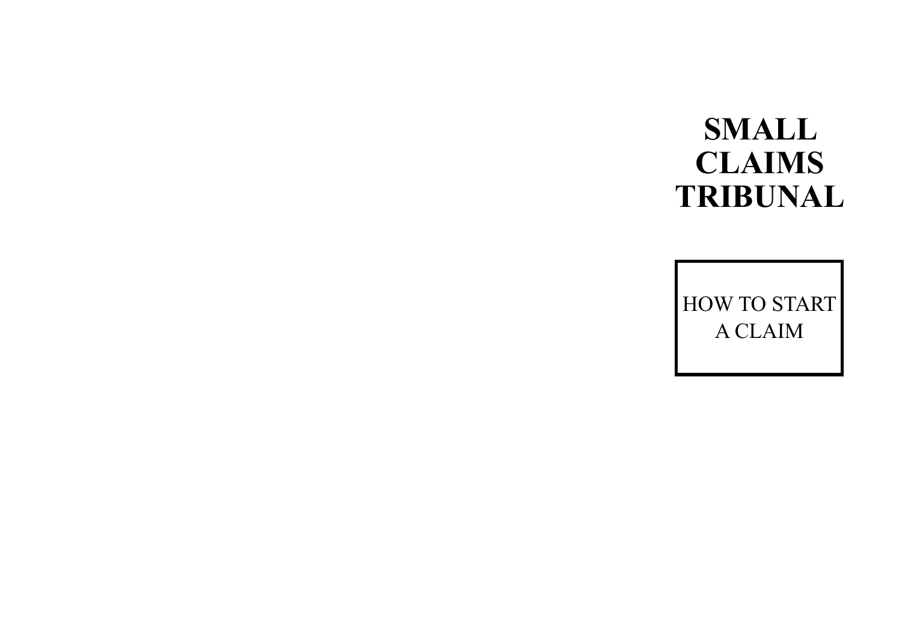# SMALL CLAIMS TRIBUNAL

HOW TO START A CLAIM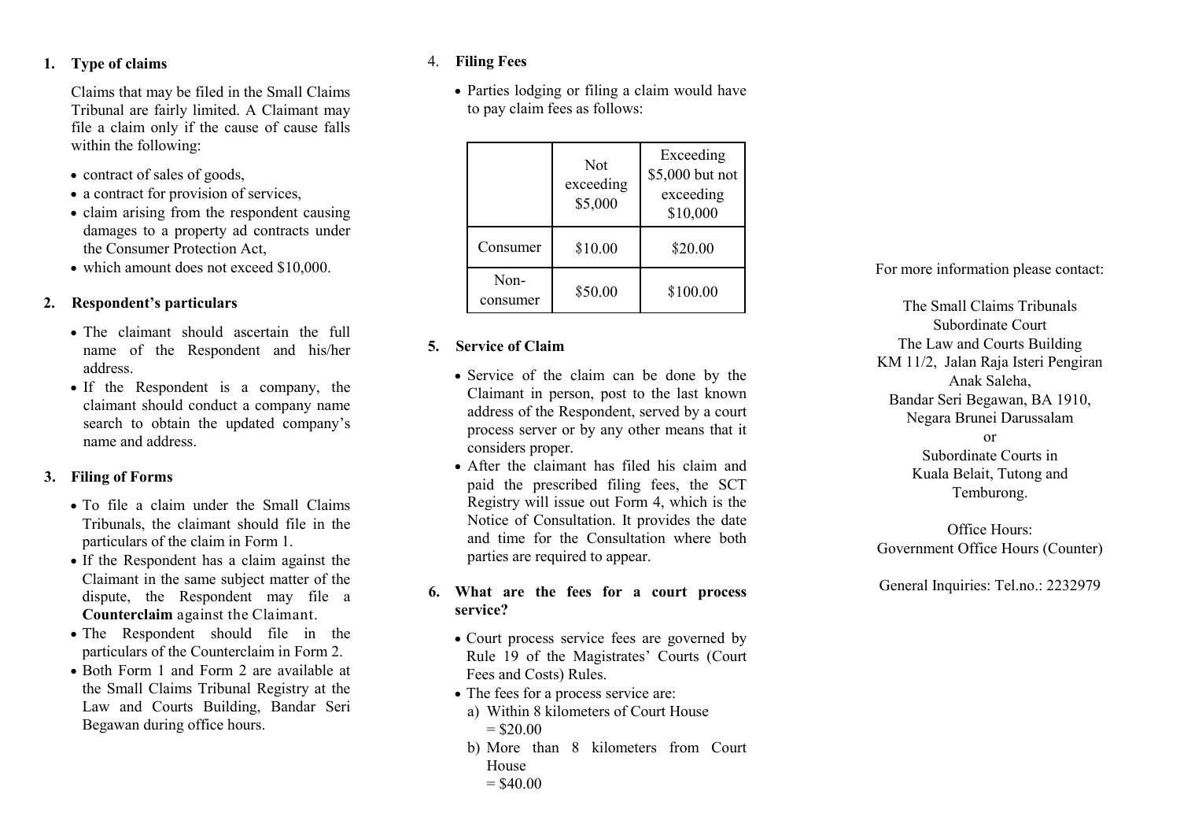## 1. Type of claims

Claims that may be filed in the Small Claims Tribunal are fairly limited. A Claimant may file a claim only if the cause of cause falls within the following:

- contract of sales of goods,
- a contract for provision of services,
- claim arising from the respondent causing damages to a property ad contracts under the Consumer Protection Act,
- which amount does not exceed $10,000.

## 2. Respondent's particulars

- The claimant should ascertain the full name of the Respondent and his/her address.
- If the Respondent is a company, the claimant should conduct a company name search to obtain the updated company's name and address.

## 3. Filing of Forms

- To file a claim under the Small Claims Tribunals, the claimant should file in the particulars of the claim in Form 1.
- If the Respondent has a claim against the Claimant in the same subject matter of the dispute, the Respondent may file a **Counterclaim** against the Claimant.
- The Respondent should file in the particulars of the Counterclaim in Form 2.
- Both Form 1 and Form 2 are available at the Small Claims Tribunal Registry at the Law and Courts Building, Bandar Seri Begawan during office hours.

## 4. Filing Fees

- Parties lodging or filing a claim would have to pay claim fees as follows:

| | Not exceeding $5,000 | Exceeding $5,000 but not exceeding $10,000 |
|---|---|---|
| Consumer | $10.00 | $20.00 |
| Non-consumer | $50.00 | $100.00 |

## 5. Service of Claim

- Service of the claim can be done by the Claimant in person, post to the last known address of the Respondent, served by a court process server or by any other means that it considers proper.
- After the claimant has filed his claim and paid the prescribed filing fees, the SCT Registry will issue out Form 4, which is the Notice of Consultation. It provides the date and time for the Consultation where both parties are required to appear.

## 6. What are the fees for a court process service?

- Court process service fees are governed by Rule 19 of the Magistrates' Courts (Court Fees and Costs) Rules.
- The fees for a process service are:
  a) Within 8 kilometers of Court House = $20.00
  b) More than 8 kilometers from Court House = $40.00

For more information please contact:

The Small Claims Tribunals
Subordinate Court
The Law and Courts Building
KM 11/2, Jalan Raja Isteri Pengiran Anak Saleha,
Bandar Seri Begawan, BA 1910,
Negara Brunei Darussalam
or
Subordinate Courts in
Kuala Belait, Tutong and Temburong.

Office Hours:
Government Office Hours (Counter)

General Inquiries: Tel.no.: 2232979